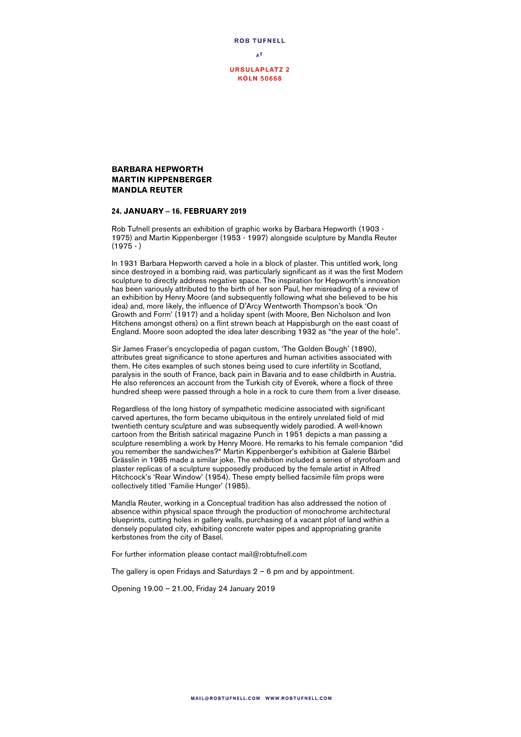**ROB TUFNELL**

AT

**URSULAPLATZ 2**
**KÖLN 50668**

## BARBARA HEPWORTH
## MARTIN KIPPENBERGER
## MANDLA REUTER

### 24. JANUARY – 16. FEBRUARY 2019

Rob Tufnell presents an exhibition of graphic works by Barbara Hepworth (1903 - 1975) and Martin Kippenberger (1953 - 1997) alongside sculpture by Mandla Reuter (1975 - )

In 1931 Barbara Hepworth carved a hole in a block of plaster. This untitled work, long since destroyed in a bombing raid, was particularly significant as it was the first Modern sculpture to directly address negative space. The inspiration for Hepworth's innovation has been variously attributed to the birth of her son Paul, her misreading of a review of an exhibition by Henry Moore (and subsequently following what she believed to be his idea) and, more likely, the influence of D'Arcy Wentworth Thompson's book 'On Growth and Form' (1917) and a holiday spent (with Moore, Ben Nicholson and Ivon Hitchens amongst others) on a flint strewn beach at Happisburgh on the east coast of England. Moore soon adopted the idea later describing 1932 as "the year of the hole".

Sir James Fraser's encyclopedia of pagan custom, 'The Golden Bough' (1890), attributes great significance to stone apertures and human activities associated with them. He cites examples of such stones being used to cure infertility in Scotland, paralysis in the south of France, back pain in Bavaria and to ease childbirth in Austria. He also references an account from the Turkish city of Everek, where a flock of three hundred sheep were passed through a hole in a rock to cure them from a liver disease.

Regardless of the long history of sympathetic medicine associated with significant carved apertures, the form became ubiquitous in the entirely unrelated field of mid twentieth century sculpture and was subsequently widely parodied. A well-known cartoon from the British satirical magazine Punch in 1951 depicts a man passing a sculpture resembling a work by Henry Moore. He remarks to his female companion "did you remember the sandwiches?" Martin Kippenberger's exhibition at Galerie Bärbel Grässlin in 1985 made a similar joke. The exhibition included a series of styrofoam and plaster replicas of a sculpture supposedly produced by the female artist in Alfred Hitchcock's 'Rear Window' (1954). These empty bellied facsimile film props were collectively titled 'Familie Hunger' (1985).

Mandla Reuter, working in a Conceptual tradition has also addressed the notion of absence within physical space through the production of monochrome architectural blueprints, cutting holes in gallery walls, purchasing of a vacant plot of land within a densely populated city, exhibiting concrete water pipes and appropriating granite kerbstones from the city of Basel.

For further information please contact mail@robtufnell.com

The gallery is open Fridays and Saturdays 2 – 6 pm and by appointment.

Opening 19.00 – 21.00, Friday 24 January 2019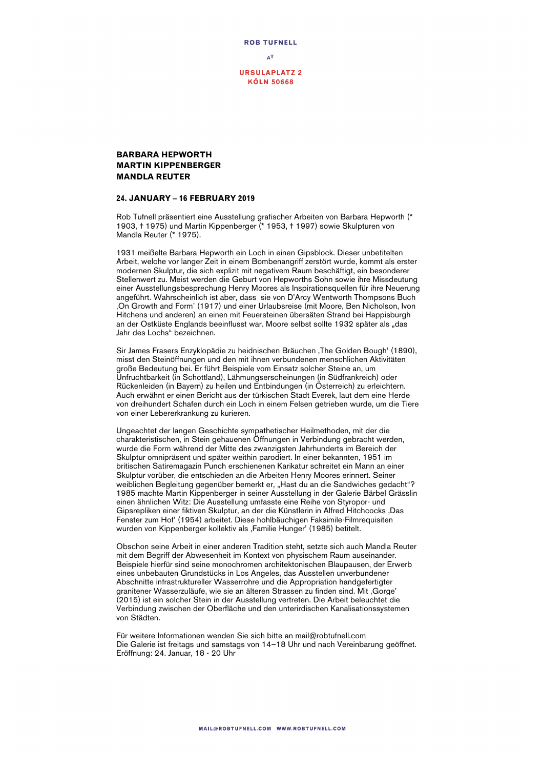ROB TUFNELL

AT

URSULAPLATZ 2
KÖLN 50668

**BARBARA HEPWORTH**
**MARTIN KIPPENBERGER**
**MANDLA REUTER**

**24. JANUARY – 16 FEBRUARY 2019**

Rob Tufnell präsentiert eine Ausstellung grafischer Arbeiten von Barbara Hepworth (* 1903, † 1975) und Martin Kippenberger (* 1953, † 1997) sowie Skulpturen von Mandla Reuter (* 1975).

1931 meißelte Barbara Hepworth ein Loch in einen Gipsblock. Dieser unbetitelten Arbeit, welche vor langer Zeit in einem Bombenangriff zerstört wurde, kommt als erster modernen Skulptur, die sich explizit mit negativem Raum beschäftigt, ein besonderer Stellenwert zu. Meist werden die Geburt von Hepworths Sohn sowie ihre Missdeutung einer Ausstellungsbesprechung Henry Moores als Inspirationsquellen für ihre Neuerung angeführt. Wahrscheinlich ist aber, dass sie von D'Arcy Wentworth Thompsons Buch ‚On Growth and Form' (1917) und einer Urlaubsreise (mit Moore, Ben Nicholson, Ivon Hitchens und anderen) an einen mit Feuersteinen übersäten Strand bei Happisburgh an der Ostküste Englands beeinflusst war. Moore selbst sollte 1932 später als „das Jahr des Lochs" bezeichnen.

Sir James Frasers Enzyklopädie zu heidnischen Bräuchen ‚The Golden Bough' (1890), misst den Steinöffnungen und den mit ihnen verbundenen menschlichen Aktivitäten große Bedeutung bei. Er führt Beispiele vom Einsatz solcher Steine an, um Unfruchtbarkeit (in Schottland), Lähmungserscheinungen (in Südfrankreich) oder Rückenleiden (in Bayern) zu heilen und Entbindungen (in Österreich) zu erleichtern. Auch erwähnt er einen Bericht aus der türkischen Stadt Everek, laut dem eine Herde von dreihundert Schafen durch ein Loch in einem Felsen getrieben wurde, um die Tiere von einer Lebererkrankung zu kurieren.

Ungeachtet der langen Geschichte sympathetischer Heilmethoden, mit der die charakteristischen, in Stein gehauenen Öffnungen in Verbindung gebracht werden, wurde die Form während der Mitte des zwanzigsten Jahrhunderts im Bereich der Skulptur omnipräsent und später weithin parodiert. In einer bekannten, 1951 im britischen Satiremagazin Punch erschienenen Karikatur schreitet ein Mann an einer Skulptur vorüber, die entschieden an die Arbeiten Henry Moores erinnert. Seiner weiblichen Begleitung gegenüber bemerkt er, „Hast du an die Sandwiches gedacht"? 1985 machte Martin Kippenberger in seiner Ausstellung in der Galerie Bärbel Grässlin einen ähnlichen Witz: Die Ausstellung umfasste eine Reihe von Styropor- und Gipsrepliken einer fiktiven Skulptur, an der die Künstlerin in Alfred Hitchcocks ‚Das Fenster zum Hof' (1954) arbeitet. Diese hohlbäuchigen Faksimile-Filmrequisiten wurden von Kippenberger kollektiv als ‚Familie Hunger' (1985) betitelt.

Obschon seine Arbeit in einer anderen Tradition steht, setzte sich auch Mandla Reuter mit dem Begriff der Abwesenheit im Kontext von physischem Raum auseinander. Beispiele hierfür sind seine monochromen architektonischen Blaupausen, der Erwerb eines unbebauten Grundstücks in Los Angeles, das Ausstellen unverbundener Abschnitte infrastruktureller Wasserrohre und die Appropriation handgefertigter granitener Wasserzuläufe, wie sie an älteren Strassen zu finden sind. Mit ‚Gorge' (2015) ist ein solcher Stein in der Ausstellung vertreten. Die Arbeit beleuchtet die Verbindung zwischen der Oberfläche und den unterirdischen Kanalisationssystemen von Städten.

Für weitere Informationen wenden Sie sich bitte an mail@robtufnell.com
Die Galerie ist freitags und samstags von 14–18 Uhr und nach Vereinbarung geöffnet.
Eröffnung: 24. Januar, 18 - 20 Uhr

MAIL@ROBTUFNELL.COM WWW.ROBTUFNELL.COM